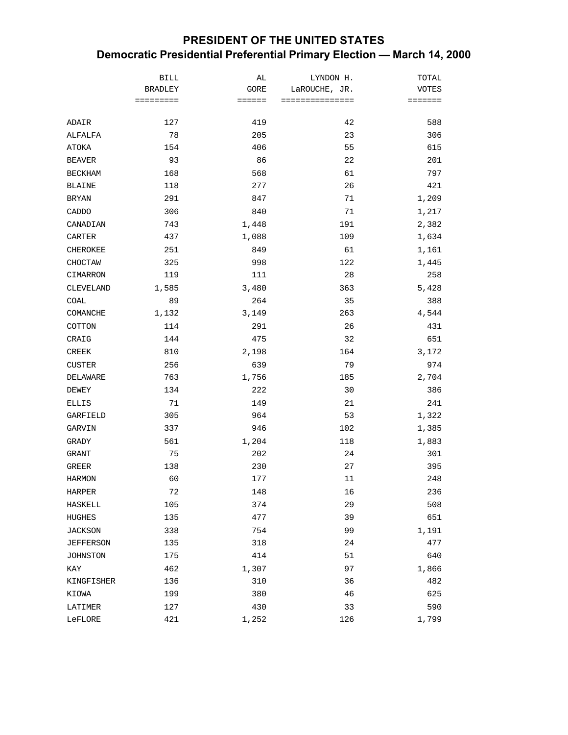# PRESIDENT OF THE UNITED STATES
## Democratic Presidential Preferential Primary Election — March 14, 2000

| | BILL BRADLEY | AL GORE | LYNDON H. LaROUCHE, JR. | TOTAL VOTES |
|---|---:|---:|---:|---:|
| ADAIR | 127 | 419 | 42 | 588 |
| ALFALFA | 78 | 205 | 23 | 306 |
| ATOKA | 154 | 406 | 55 | 615 |
| BEAVER | 93 | 86 | 22 | 201 |
| BECKHAM | 168 | 568 | 61 | 797 |
| BLAINE | 118 | 277 | 26 | 421 |
| BRYAN | 291 | 847 | 71 | 1,209 |
| CADDO | 306 | 840 | 71 | 1,217 |
| CANADIAN | 743 | 1,448 | 191 | 2,382 |
| CARTER | 437 | 1,088 | 109 | 1,634 |
| CHEROKEE | 251 | 849 | 61 | 1,161 |
| CHOCTAW | 325 | 998 | 122 | 1,445 |
| CIMARRON | 119 | 111 | 28 | 258 |
| CLEVELAND | 1,585 | 3,480 | 363 | 5,428 |
| COAL | 89 | 264 | 35 | 388 |
| COMANCHE | 1,132 | 3,149 | 263 | 4,544 |
| COTTON | 114 | 291 | 26 | 431 |
| CRAIG | 144 | 475 | 32 | 651 |
| CREEK | 810 | 2,198 | 164 | 3,172 |
| CUSTER | 256 | 639 | 79 | 974 |
| DELAWARE | 763 | 1,756 | 185 | 2,704 |
| DEWEY | 134 | 222 | 30 | 386 |
| ELLIS | 71 | 149 | 21 | 241 |
| GARFIELD | 305 | 964 | 53 | 1,322 |
| GARVIN | 337 | 946 | 102 | 1,385 |
| GRADY | 561 | 1,204 | 118 | 1,883 |
| GRANT | 75 | 202 | 24 | 301 |
| GREER | 138 | 230 | 27 | 395 |
| HARMON | 60 | 177 | 11 | 248 |
| HARPER | 72 | 148 | 16 | 236 |
| HASKELL | 105 | 374 | 29 | 508 |
| HUGHES | 135 | 477 | 39 | 651 |
| JACKSON | 338 | 754 | 99 | 1,191 |
| JEFFERSON | 135 | 318 | 24 | 477 |
| JOHNSTON | 175 | 414 | 51 | 640 |
| KAY | 462 | 1,307 | 97 | 1,866 |
| KINGFISHER | 136 | 310 | 36 | 482 |
| KIOWA | 199 | 380 | 46 | 625 |
| LATIMER | 127 | 430 | 33 | 590 |
| LeFLORE | 421 | 1,252 | 126 | 1,799 |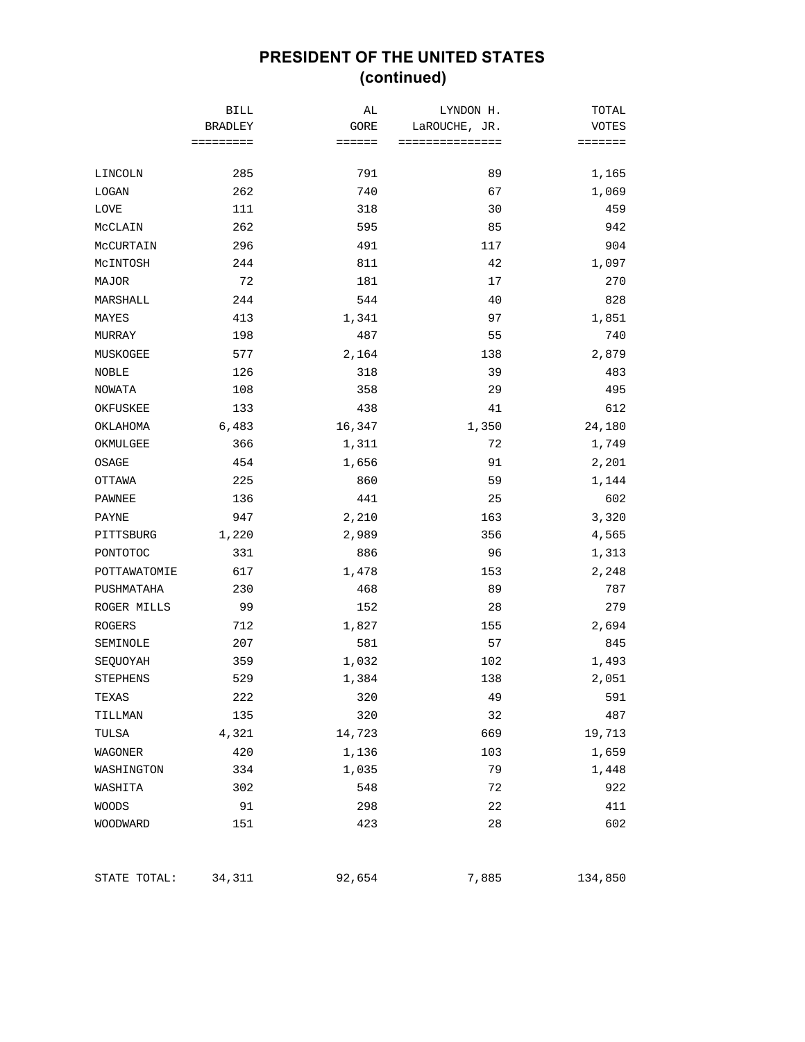# PRESIDENT OF THE UNITED STATES
## (continued)

| | BILL BRADLEY | AL GORE | LYNDON H. LaROUCHE, JR. | TOTAL VOTES |
|---|---|---|---|---|
| LINCOLN | 285 | 791 | 89 | 1,165 |
| LOGAN | 262 | 740 | 67 | 1,069 |
| LOVE | 111 | 318 | 30 | 459 |
| McCLAIN | 262 | 595 | 85 | 942 |
| McCURTAIN | 296 | 491 | 117 | 904 |
| McINTOSH | 244 | 811 | 42 | 1,097 |
| MAJOR | 72 | 181 | 17 | 270 |
| MARSHALL | 244 | 544 | 40 | 828 |
| MAYES | 413 | 1,341 | 97 | 1,851 |
| MURRAY | 198 | 487 | 55 | 740 |
| MUSKOGEE | 577 | 2,164 | 138 | 2,879 |
| NOBLE | 126 | 318 | 39 | 483 |
| NOWATA | 108 | 358 | 29 | 495 |
| OKFUSKEE | 133 | 438 | 41 | 612 |
| OKLAHOMA | 6,483 | 16,347 | 1,350 | 24,180 |
| OKMULGEE | 366 | 1,311 | 72 | 1,749 |
| OSAGE | 454 | 1,656 | 91 | 2,201 |
| OTTAWA | 225 | 860 | 59 | 1,144 |
| PAWNEE | 136 | 441 | 25 | 602 |
| PAYNE | 947 | 2,210 | 163 | 3,320 |
| PITTSBURG | 1,220 | 2,989 | 356 | 4,565 |
| PONTOTOC | 331 | 886 | 96 | 1,313 |
| POTTAWATOMIE | 617 | 1,478 | 153 | 2,248 |
| PUSHMATAHA | 230 | 468 | 89 | 787 |
| ROGER MILLS | 99 | 152 | 28 | 279 |
| ROGERS | 712 | 1,827 | 155 | 2,694 |
| SEMINOLE | 207 | 581 | 57 | 845 |
| SEQUOYAH | 359 | 1,032 | 102 | 1,493 |
| STEPHENS | 529 | 1,384 | 138 | 2,051 |
| TEXAS | 222 | 320 | 49 | 591 |
| TILLMAN | 135 | 320 | 32 | 487 |
| TULSA | 4,321 | 14,723 | 669 | 19,713 |
| WAGONER | 420 | 1,136 | 103 | 1,659 |
| WASHINGTON | 334 | 1,035 | 79 | 1,448 |
| WASHITA | 302 | 548 | 72 | 922 |
| WOODS | 91 | 298 | 22 | 411 |
| WOODWARD | 151 | 423 | 28 | 602 |
| STATE TOTAL: | 34,311 | 92,654 | 7,885 | 134,850 |